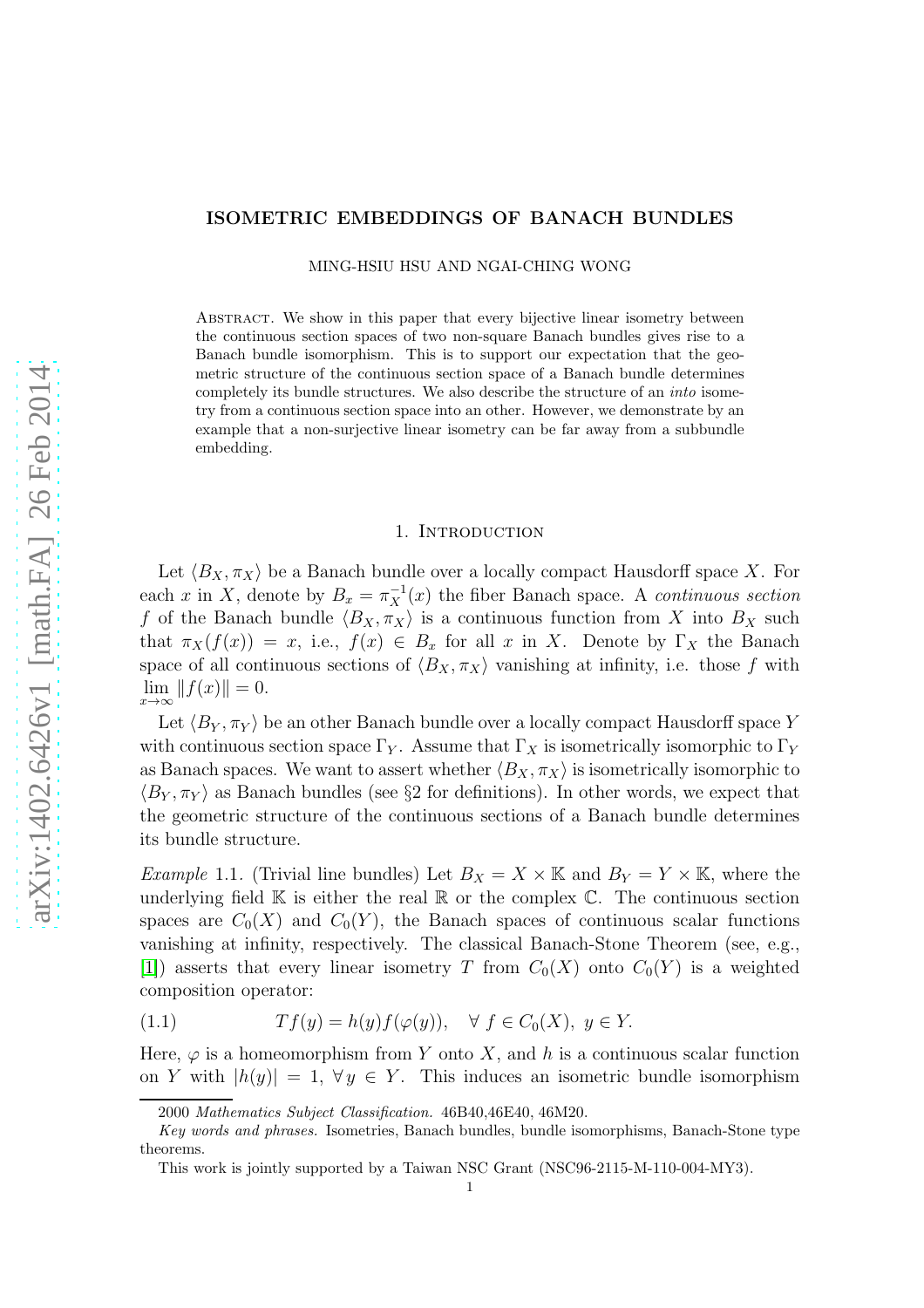# ISOMETRIC EMBEDDINGS OF BANACH BUNDLES

MING-HSIU HSU AND NGAI-CHING WONG

Abstract. We show in this paper that every bijective linear isometry between the continuous section spaces of two non-square Banach bundles gives rise to a Banach bundle isomorphism. This is to support our expectation that the geometric structure of the continuous section space of a Banach bundle determines completely its bundle structures. We also describe the structure of an *into* isometry from a continuous section space into an other. However, we demonstrate by an example that a non-surjective linear isometry can be far away from a subbundle embedding.

## 1. Introduction

Let $\langle B_X, \pi_X \rangle$ be a Banach bundle over a locally compact Hausdorff space $X$. For each $x$ in $X$, denote by $B_x = \pi_X^{-1}(x)$ the fiber Banach space. A *continuous section* $f$ of the Banach bundle $\langle B_X, \pi_X \rangle$ is a continuous function from $X$ into $B_X$ such that $\pi_X(f(x)) = x$, i.e., $f(x) \in B_x$ for all $x$ in $X$. Denote by $\Gamma_X$ the Banach space of all continuous sections of $\langle B_X, \pi_X \rangle$ vanishing at infinity, i.e. those $f$ with $\lim_{x\to\infty} \|f(x)\| = 0$.

Let $\langle B_Y, \pi_Y \rangle$ be an other Banach bundle over a locally compact Hausdorff space $Y$ with continuous section space $\Gamma_Y$. Assume that $\Gamma_X$ is isometrically isomorphic to $\Gamma_Y$ as Banach spaces. We want to assert whether $\langle B_X, \pi_X \rangle$ is isometrically isomorphic to $\langle B_Y, \pi_Y \rangle$ as Banach bundles (see §2 for definitions). In other words, we expect that the geometric structure of the continuous sections of a Banach bundle determines its bundle structure.

*Example* 1.1. (Trivial line bundles) Let $B_X = X \times \mathbb{K}$ and $B_Y = Y \times \mathbb{K}$, where the underlying field $\mathbb{K}$ is either the real $\mathbb{R}$ or the complex $\mathbb{C}$. The continuous section spaces are $C_0(X)$ and $C_0(Y)$, the Banach spaces of continuous scalar functions vanishing at infinity, respectively. The classical Banach-Stone Theorem (see, e.g., [1]) asserts that every linear isometry $T$ from $C_0(X)$ onto $C_0(Y)$ is a weighted composition operator:

$$Tf(y) = h(y)f(\varphi(y)), \quad \forall\, f \in C_0(X),\ y \in Y. \tag{1.1}$$

Here, $\varphi$ is a homeomorphism from $Y$ onto $X$, and $h$ is a continuous scalar function on $Y$ with $|h(y)| = 1$, $\forall\, y \in Y$. This induces an isometric bundle isomorphism

---

2000 *Mathematics Subject Classification.* 46B40,46E40, 46M20.

*Key words and phrases.* Isometries, Banach bundles, bundle isomorphisms, Banach-Stone type theorems.

This work is jointly supported by a Taiwan NSC Grant (NSC96-2115-M-110-004-MY3).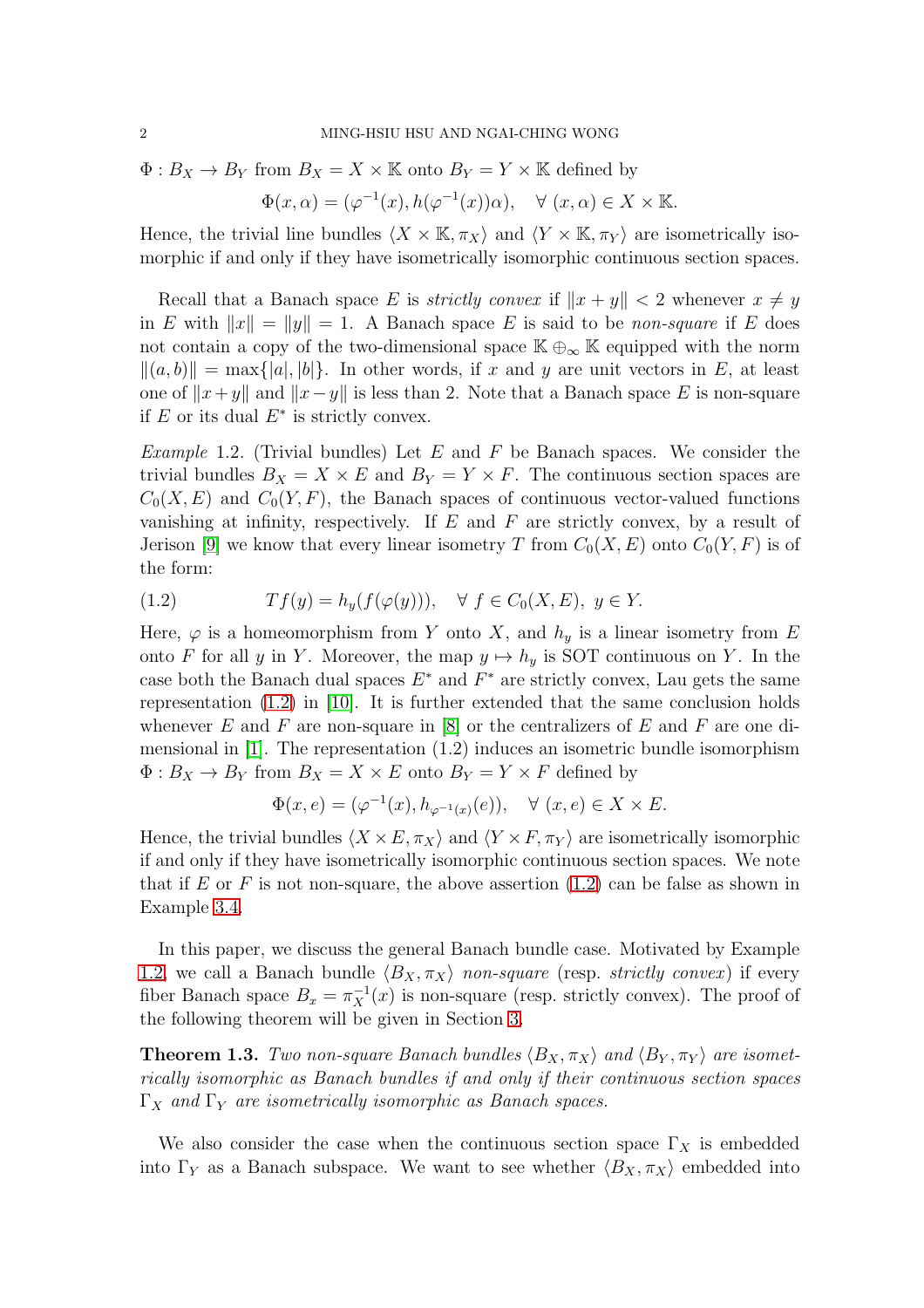$\Phi : B_X \to B_Y$ from $B_X = X \times \mathbb{K}$ onto $B_Y = Y \times \mathbb{K}$ defined by

$$\Phi(x, \alpha) = (\varphi^{-1}(x), h(\varphi^{-1}(x))\alpha), \quad \forall\ (x, \alpha) \in X \times \mathbb{K}.$$

Hence, the trivial line bundles $\langle X \times \mathbb{K}, \pi_X\rangle$ and $\langle Y \times \mathbb{K}, \pi_Y\rangle$ are isometrically isomorphic if and only if they have isometrically isomorphic continuous section spaces.

Recall that a Banach space $E$ is *strictly convex* if $\|x + y\| < 2$ whenever $x \neq y$ in $E$ with $\|x\| = \|y\| = 1$. A Banach space $E$ is said to be *non-square* if $E$ does not contain a copy of the two-dimensional space $\mathbb{K} \oplus_\infty \mathbb{K}$ equipped with the norm $\|(a, b)\| = \max\{|a|, |b|\}$. In other words, if $x$ and $y$ are unit vectors in $E$, at least one of $\|x+y\|$ and $\|x-y\|$ is less than 2. Note that a Banach space $E$ is non-square if $E$ or its dual $E^*$ is strictly convex.

*Example* 1.2. (Trivial bundles) Let $E$ and $F$ be Banach spaces. We consider the trivial bundles $B_X = X \times E$ and $B_Y = Y \times F$. The continuous section spaces are $C_0(X, E)$ and $C_0(Y, F)$, the Banach spaces of continuous vector-valued functions vanishing at infinity, respectively. If $E$ and $F$ are strictly convex, by a result of Jerison [9] we know that every linear isometry $T$ from $C_0(X, E)$ onto $C_0(Y, F)$ is of the form:

$$Tf(y) = h_y(f(\varphi(y))), \quad \forall\ f \in C_0(X, E),\ y \in Y. \tag{1.2}$$

Here, $\varphi$ is a homeomorphism from $Y$ onto $X$, and $h_y$ is a linear isometry from $E$ onto $F$ for all $y$ in $Y$. Moreover, the map $y \mapsto h_y$ is SOT continuous on $Y$. In the case both the Banach dual spaces $E^*$ and $F^*$ are strictly convex, Lau gets the same representation (1.2) in [10]. It is further extended that the same conclusion holds whenever $E$ and $F$ are non-square in [8] or the centralizers of $E$ and $F$ are one dimensional in [1]. The representation (1.2) induces an isometric bundle isomorphism $\Phi : B_X \to B_Y$ from $B_X = X \times E$ onto $B_Y = Y \times F$ defined by

$$\Phi(x, e) = (\varphi^{-1}(x), h_{\varphi^{-1}(x)}(e)), \quad \forall\ (x, e) \in X \times E.$$

Hence, the trivial bundles $\langle X \times E, \pi_X\rangle$ and $\langle Y \times F, \pi_Y\rangle$ are isometrically isomorphic if and only if they have isometrically isomorphic continuous section spaces. We note that if $E$ or $F$ is not non-square, the above assertion (1.2) can be false as shown in Example 3.4.

In this paper, we discuss the general Banach bundle case. Motivated by Example 1.2, we call a Banach bundle $\langle B_X, \pi_X\rangle$ *non-square* (resp. *strictly convex*) if every fiber Banach space $B_x = \pi_X^{-1}(x)$ is non-square (resp. strictly convex). The proof of the following theorem will be given in Section 3.

**Theorem 1.3.** *Two non-square Banach bundles $\langle B_X, \pi_X\rangle$ and $\langle B_Y, \pi_Y\rangle$ are isometrically isomorphic as Banach bundles if and only if their continuous section spaces $\Gamma_X$ and $\Gamma_Y$ are isometrically isomorphic as Banach spaces.*

We also consider the case when the continuous section space $\Gamma_X$ is embedded into $\Gamma_Y$ as a Banach subspace. We want to see whether $\langle B_X, \pi_X\rangle$ embedded into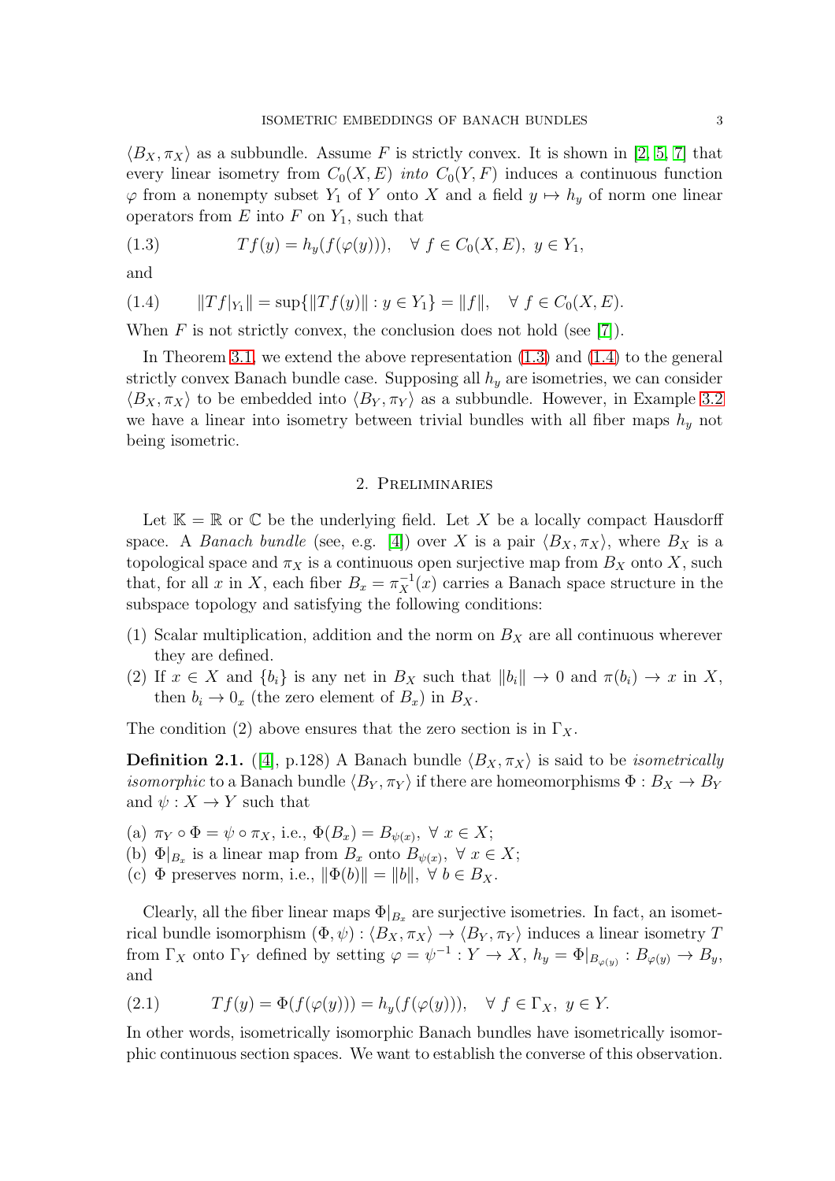$\langle B_X, \pi_X\rangle$ as a subbundle. Assume $F$ is strictly convex. It is shown in [2, 5, 7] that every linear isometry from $C_0(X,E)$ *into* $C_0(Y,F)$ induces a continuous function $\varphi$ from a nonempty subset $Y_1$ of $Y$ onto $X$ and a field $y \mapsto h_y$ of norm one linear operators from $E$ into $F$ on $Y_1$, such that

$$Tf(y) = h_y(f(\varphi(y))), \quad \forall\ f \in C_0(X,E),\ y \in Y_1, \tag{1.3}$$

and

$$\|Tf|_{Y_1}\| = \sup\{\|Tf(y)\| : y \in Y_1\} = \|f\|, \quad \forall\ f \in C_0(X,E). \tag{1.4}$$

When $F$ is not strictly convex, the conclusion does not hold (see [7]).

In Theorem 3.1, we extend the above representation (1.3) and (1.4) to the general strictly convex Banach bundle case. Supposing all $h_y$ are isometries, we can consider $\langle B_X, \pi_X\rangle$ to be embedded into $\langle B_Y, \pi_Y\rangle$ as a subbundle. However, in Example 3.2 we have a linear into isometry between trivial bundles with all fiber maps $h_y$ not being isometric.

## 2. Preliminaries

Let $\mathbb{K} = \mathbb{R}$ or $\mathbb{C}$ be the underlying field. Let $X$ be a locally compact Hausdorff space. A *Banach bundle* (see, e.g. [4]) over $X$ is a pair $\langle B_X, \pi_X\rangle$, where $B_X$ is a topological space and $\pi_X$ is a continuous open surjective map from $B_X$ onto $X$, such that, for all $x$ in $X$, each fiber $B_x = \pi_X^{-1}(x)$ carries a Banach space structure in the subspace topology and satisfying the following conditions:

(1) Scalar multiplication, addition and the norm on $B_X$ are all continuous wherever they are defined.
(2) If $x \in X$ and $\{b_i\}$ is any net in $B_X$ such that $\|b_i\| \to 0$ and $\pi(b_i) \to x$ in $X$, then $b_i \to 0_x$ (the zero element of $B_x$) in $B_X$.

The condition (2) above ensures that the zero section is in $\Gamma_X$.

**Definition 2.1.** ([4], p.128) A Banach bundle $\langle B_X, \pi_X\rangle$ is said to be *isometrically isomorphic* to a Banach bundle $\langle B_Y, \pi_Y\rangle$ if there are homeomorphisms $\Phi : B_X \to B_Y$ and $\psi : X \to Y$ such that

(a) $\pi_Y \circ \Phi = \psi \circ \pi_X$, i.e., $\Phi(B_x) = B_{\psi(x)},\ \forall\ x \in X$;
(b) $\Phi|_{B_x}$ is a linear map from $B_x$ onto $B_{\psi(x)},\ \forall\ x \in X$;
(c) $\Phi$ preserves norm, i.e., $\|\Phi(b)\| = \|b\|,\ \forall\ b \in B_X$.

Clearly, all the fiber linear maps $\Phi|_{B_x}$ are surjective isometries. In fact, an isometrical bundle isomorphism $(\Phi, \psi) : \langle B_X, \pi_X\rangle \to \langle B_Y, \pi_Y\rangle$ induces a linear isometry $T$ from $\Gamma_X$ onto $\Gamma_Y$ defined by setting $\varphi = \psi^{-1} : Y \to X$, $h_y = \Phi|_{B_{\varphi(y)}} : B_{\varphi(y)} \to B_y$, and

$$Tf(y) = \Phi(f(\varphi(y))) = h_y(f(\varphi(y))), \quad \forall\ f \in \Gamma_X,\ y \in Y. \tag{2.1}$$

In other words, isometrically isomorphic Banach bundles have isometrically isomorphic continuous section spaces. We want to establish the converse of this observation.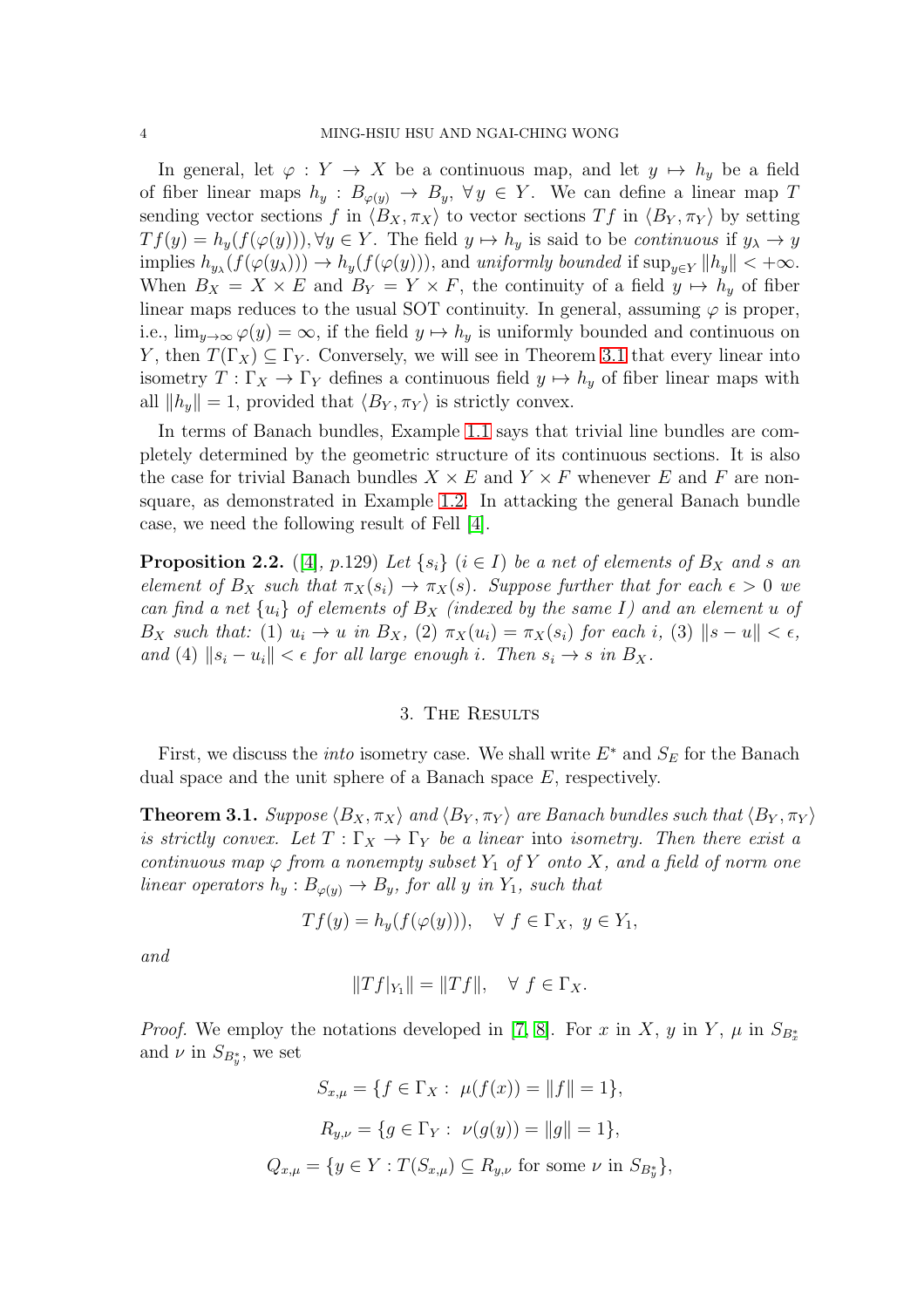In general, let $\varphi : Y \to X$ be a continuous map, and let $y \mapsto h_y$ be a field of fiber linear maps $h_y : B_{\varphi(y)} \to B_y$, $\forall\, y \in Y$. We can define a linear map $T$ sending vector sections $f$ in $\langle B_X, \pi_X \rangle$ to vector sections $Tf$ in $\langle B_Y, \pi_Y \rangle$ by setting $Tf(y) = h_y(f(\varphi(y))), \forall y \in Y$. The field $y \mapsto h_y$ is said to be *continuous* if $y_\lambda \to y$ implies $h_{y_\lambda}(f(\varphi(y_\lambda))) \to h_y(f(\varphi(y)))$, and *uniformly bounded* if $\sup_{y \in Y} \|h_y\| < +\infty$. When $B_X = X \times E$ and $B_Y = Y \times F$, the continuity of a field $y \mapsto h_y$ of fiber linear maps reduces to the usual SOT continuity. In general, assuming $\varphi$ is proper, i.e., $\lim_{y \to \infty} \varphi(y) = \infty$, if the field $y \mapsto h_y$ is uniformly bounded and continuous on $Y$, then $T(\Gamma_X) \subseteq \Gamma_Y$. Conversely, we will see in Theorem 3.1 that every linear into isometry $T : \Gamma_X \to \Gamma_Y$ defines a continuous field $y \mapsto h_y$ of fiber linear maps with all $\|h_y\| = 1$, provided that $\langle B_Y, \pi_Y \rangle$ is strictly convex.

In terms of Banach bundles, Example 1.1 says that trivial line bundles are completely determined by the geometric structure of its continuous sections. It is also the case for trivial Banach bundles $X \times E$ and $Y \times F$ whenever $E$ and $F$ are non-square, as demonstrated in Example 1.2. In attacking the general Banach bundle case, we need the following result of Fell [4].

**Proposition 2.2.** ([4], *p.*129) *Let $\{s_i\}$ $(i \in I)$ be a net of elements of $B_X$ and $s$ an element of $B_X$ such that $\pi_X(s_i) \to \pi_X(s)$. Suppose further that for each $\epsilon > 0$ we can find a net $\{u_i\}$ of elements of $B_X$ (indexed by the same $I$) and an element $u$ of $B_X$ such that: (1) $u_i \to u$ in $B_X$, (2) $\pi_X(u_i) = \pi_X(s_i)$ for each $i$, (3) $\|s - u\| < \epsilon$, and (4) $\|s_i - u_i\| < \epsilon$ for all large enough $i$. Then $s_i \to s$ in $B_X$.*

## 3. The Results

First, we discuss the *into* isometry case. We shall write $E^*$ and $S_E$ for the Banach dual space and the unit sphere of a Banach space $E$, respectively.

**Theorem 3.1.** *Suppose $\langle B_X, \pi_X \rangle$ and $\langle B_Y, \pi_Y \rangle$ are Banach bundles such that $\langle B_Y, \pi_Y \rangle$ is strictly convex. Let $T : \Gamma_X \to \Gamma_Y$ be a linear* into *isometry. Then there exist a continuous map $\varphi$ from a nonempty subset $Y_1$ of $Y$ onto $X$, and a field of norm one linear operators $h_y : B_{\varphi(y)} \to B_y$, for all $y$ in $Y_1$, such that*

$$Tf(y) = h_y(f(\varphi(y))), \quad \forall\ f \in \Gamma_X,\ y \in Y_1,$$

*and*

$$\|Tf|_{Y_1}\| = \|Tf\|, \quad \forall\ f \in \Gamma_X.$$

*Proof.* We employ the notations developed in [7, 8]. For $x$ in $X$, $y$ in $Y$, $\mu$ in $S_{B_x^*}$ and $\nu$ in $S_{B_y^*}$, we set

$$S_{x,\mu} = \{f \in \Gamma_X :\ \mu(f(x)) = \|f\| = 1\},$$

$$R_{y,\nu} = \{g \in \Gamma_Y :\ \nu(g(y)) = \|g\| = 1\},$$

$$Q_{x,\mu} = \{y \in Y : T(S_{x,\mu}) \subseteq R_{y,\nu} \text{ for some } \nu \text{ in } S_{B_y^*}\},$$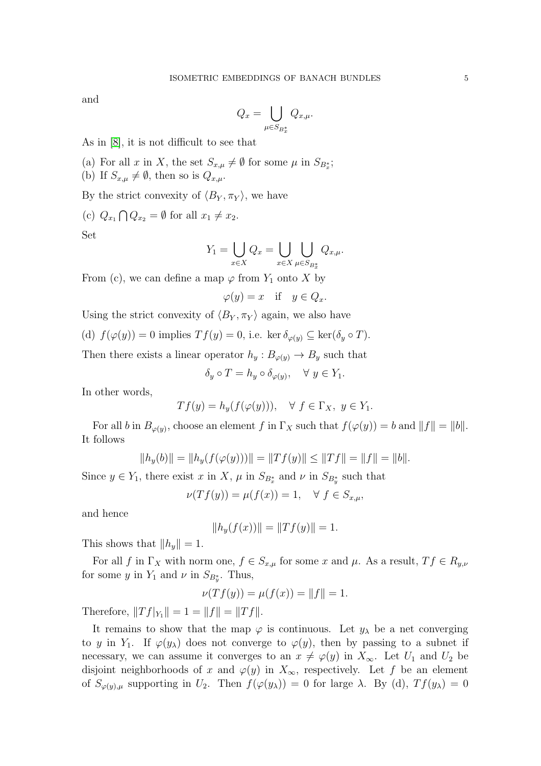and

$$Q_x = \bigcup_{\mu \in S_{B_x^*}} Q_{x,\mu}.$$

As in [8], it is not difficult to see that

(a) For all $x$ in $X$, the set $S_{x,\mu} \neq \emptyset$ for some $\mu$ in $S_{B_x^*}$;
(b) If $S_{x,\mu} \neq \emptyset$, then so is $Q_{x,\mu}$.

By the strict convexity of $\langle B_Y, \pi_Y \rangle$, we have

(c) $Q_{x_1} \bigcap Q_{x_2} = \emptyset$ for all $x_1 \neq x_2$.

Set

$$Y_1 = \bigcup_{x \in X} Q_x = \bigcup_{x \in X} \bigcup_{\mu \in S_{B_x^*}} Q_{x,\mu}.$$

From (c), we can define a map $\varphi$ from $Y_1$ onto $X$ by

$$\varphi(y) = x \quad \text{if} \quad y \in Q_x.$$

Using the strict convexity of $\langle B_Y, \pi_Y \rangle$ again, we also have

(d) $f(\varphi(y)) = 0$ implies $Tf(y) = 0$, i.e. $\ker \delta_{\varphi(y)} \subseteq \ker(\delta_y \circ T)$.

Then there exists a linear operator $h_y : B_{\varphi(y)} \to B_y$ such that

$$\delta_y \circ T = h_y \circ \delta_{\varphi(y)}, \quad \forall\ y \in Y_1.$$

In other words,

$$Tf(y) = h_y(f(\varphi(y))), \quad \forall\ f \in \Gamma_X,\ y \in Y_1.$$

For all $b$ in $B_{\varphi(y)}$, choose an element $f$ in $\Gamma_X$ such that $f(\varphi(y)) = b$ and $\|f\| = \|b\|$. It follows

$$\|h_y(b)\| = \|h_y(f(\varphi(y)))\| = \|Tf(y)\| \leq \|Tf\| = \|f\| = \|b\|.$$

Since $y \in Y_1$, there exist $x$ in $X$, $\mu$ in $S_{B_x^*}$ and $\nu$ in $S_{B_y^*}$ such that

$$\nu(Tf(y)) = \mu(f(x)) = 1, \quad \forall\ f \in S_{x,\mu},$$

and hence

$$\|h_y(f(x))\| = \|Tf(y)\| = 1.$$

This shows that $\|h_y\| = 1$.

For all $f$ in $\Gamma_X$ with norm one, $f \in S_{x,\mu}$ for some $x$ and $\mu$. As a result, $Tf \in R_{y,\nu}$ for some $y$ in $Y_1$ and $\nu$ in $S_{B_y^*}$. Thus,

$$\nu(Tf(y)) = \mu(f(x)) = \|f\| = 1.$$

Therefore, $\|Tf|_{Y_1}\| = 1 = \|f\| = \|Tf\|$.

It remains to show that the map $\varphi$ is continuous. Let $y_\lambda$ be a net converging to $y$ in $Y_1$. If $\varphi(y_\lambda)$ does not converge to $\varphi(y)$, then by passing to a subnet if necessary, we can assume it converges to an $x \neq \varphi(y)$ in $X_\infty$. Let $U_1$ and $U_2$ be disjoint neighborhoods of $x$ and $\varphi(y)$ in $X_\infty$, respectively. Let $f$ be an element of $S_{\varphi(y),\mu}$ supporting in $U_2$. Then $f(\varphi(y_\lambda)) = 0$ for large $\lambda$. By (d), $Tf(y_\lambda) = 0$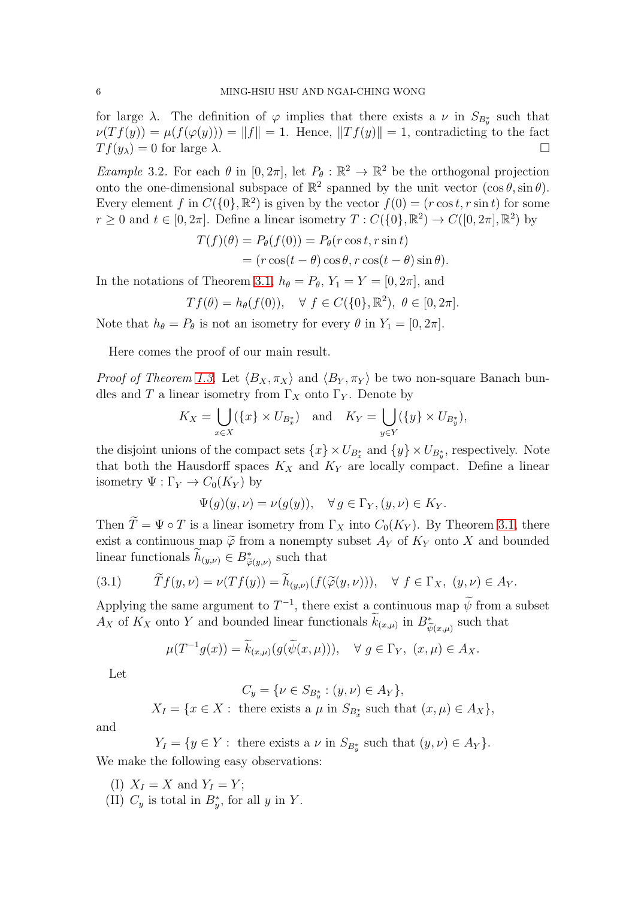for large $\lambda$. The definition of $\varphi$ implies that there exists a $\nu$ in $S_{B_y^*}$ such that $\nu(Tf(y)) = \mu(f(\varphi(y))) = \|f\| = 1$. Hence, $\|Tf(y)\| = 1$, contradicting to the fact $Tf(y_\lambda) = 0$ for large $\lambda$. $\square$

*Example* 3.2. For each $\theta$ in $[0, 2\pi]$, let $P_\theta : \mathbb{R}^2 \to \mathbb{R}^2$ be the orthogonal projection onto the one-dimensional subspace of $\mathbb{R}^2$ spanned by the unit vector $(\cos\theta, \sin\theta)$. Every element $f$ in $C(\{0\}, \mathbb{R}^2)$ is given by the vector $f(0) = (r\cos t, r\sin t)$ for some $r \geq 0$ and $t \in [0, 2\pi]$. Define a linear isometry $T : C(\{0\}, \mathbb{R}^2) \to C([0, 2\pi], \mathbb{R}^2)$ by

$$
\begin{aligned}
T(f)(\theta) &= P_\theta(f(0)) = P_\theta(r\cos t, r\sin t) \\
&= (r\cos(t-\theta)\cos\theta, r\cos(t-\theta)\sin\theta).
\end{aligned}
$$

In the notations of Theorem 3.1, $h_\theta = P_\theta$, $Y_1 = Y = [0, 2\pi]$, and

$$
Tf(\theta) = h_\theta(f(0)), \quad \forall\ f \in C(\{0\}, \mathbb{R}^2),\ \theta \in [0, 2\pi].
$$

Note that $h_\theta = P_\theta$ is not an isometry for every $\theta$ in $Y_1 = [0, 2\pi]$.

Here comes the proof of our main result.

*Proof of Theorem 1.3.* Let $\langle B_X, \pi_X\rangle$ and $\langle B_Y, \pi_Y\rangle$ be two non-square Banach bundles and $T$ a linear isometry from $\Gamma_X$ onto $\Gamma_Y$. Denote by

$$
K_X = \bigcup_{x\in X}(\{x\} \times U_{B_x^*}) \quad \text{and} \quad K_Y = \bigcup_{y\in Y}(\{y\} \times U_{B_y^*}),
$$

the disjoint unions of the compact sets $\{x\} \times U_{B_x^*}$ and $\{y\} \times U_{B_y^*}$, respectively. Note that both the Hausdorff spaces $K_X$ and $K_Y$ are locally compact. Define a linear isometry $\Psi : \Gamma_Y \to C_0(K_Y)$ by

$$
\Psi(g)(y, \nu) = \nu(g(y)), \quad \forall\, g \in \Gamma_Y, (y, \nu) \in K_Y.
$$

Then $\widetilde{T} = \Psi \circ T$ is a linear isometry from $\Gamma_X$ into $C_0(K_Y)$. By Theorem 3.1, there exist a continuous map $\widetilde{\varphi}$ from a nonempty subset $A_Y$ of $K_Y$ onto $X$ and bounded linear functionals $\widetilde{h}_{(y,\nu)} \in B^*_{\widetilde{\varphi}(y,\nu)}$ such that

$$
\widetilde{T}f(y, \nu) = \nu(Tf(y)) = \widetilde{h}_{(y,\nu)}(f(\widetilde{\varphi}(y, \nu))), \quad \forall\ f \in \Gamma_X,\ (y, \nu) \in A_Y. \tag{3.1}
$$

Applying the same argument to $T^{-1}$, there exist a continuous map $\widetilde{\psi}$ from a subset $A_X$ of $K_X$ onto $Y$ and bounded linear functionals $\widetilde{k}_{(x,\mu)}$ in $B^*_{\widetilde{\psi}(x,\mu)}$ such that

$$
\mu(T^{-1}g(x)) = \widetilde{k}_{(x,\mu)}(g(\widetilde{\psi}(x, \mu))), \quad \forall\ g \in \Gamma_Y,\ (x, \mu) \in A_X.
$$

Let

$$
\begin{aligned}
C_y &= \{\nu \in S_{B_y^*} : (y, \nu) \in A_Y\}, \\
X_I &= \{x \in X :\ \text{there exists a } \mu \text{ in } S_{B_x^*} \text{ such that } (x, \mu) \in A_X\},
\end{aligned}
$$

and

$$
Y_I = \{y \in Y :\ \text{there exists a } \nu \text{ in } S_{B_y^*} \text{ such that } (y, \nu) \in A_Y\}.
$$

We make the following easy observations:

(I) $X_I = X$ and $Y_I = Y$;

(II) $C_y$ is total in $B_y^*$, for all $y$ in $Y$.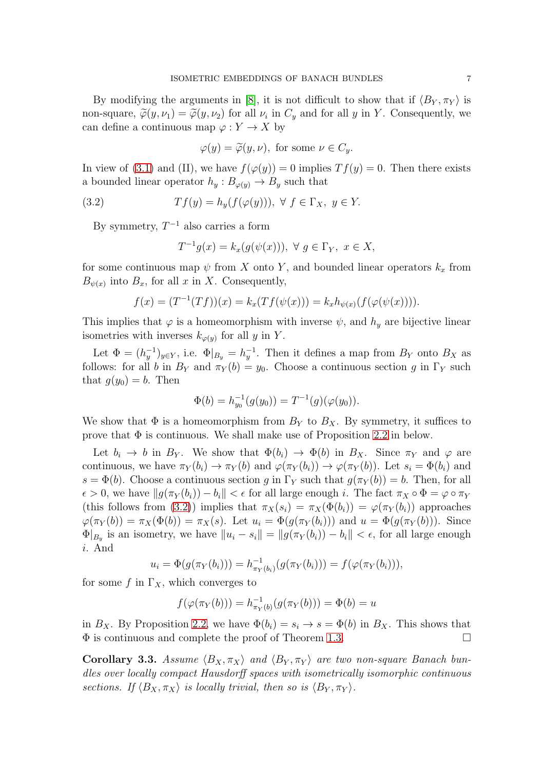By modifying the arguments in [8], it is not difficult to show that if $\langle B_Y, \pi_Y\rangle$ is non-square, $\widetilde{\varphi}(y,\nu_1) = \widetilde{\varphi}(y,\nu_2)$ for all $\nu_i$ in $C_y$ and for all $y$ in $Y$. Consequently, we can define a continuous map $\varphi : Y \to X$ by

$$\varphi(y) = \widetilde{\varphi}(y,\nu), \text{ for some } \nu \in C_y.$$

In view of (3.1) and (II), we have $f(\varphi(y)) = 0$ implies $Tf(y) = 0$. Then there exists a bounded linear operator $h_y : B_{\varphi(y)} \to B_y$ such that

$$Tf(y) = h_y(f(\varphi(y))), \ \forall\ f \in \Gamma_X,\ y \in Y. \tag{3.2}$$

By symmetry, $T^{-1}$ also carries a form

$$T^{-1}g(x) = k_x(g(\psi(x))), \ \forall\ g \in \Gamma_Y,\ x \in X,$$

for some continuous map $\psi$ from $X$ onto $Y$, and bounded linear operators $k_x$ from $B_{\psi(x)}$ into $B_x$, for all $x$ in $X$. Consequently,

$$f(x) = (T^{-1}(Tf))(x) = k_x(Tf(\psi(x))) = k_x h_{\psi(x)}(f(\varphi(\psi(x)))).$$

This implies that $\varphi$ is a homeomorphism with inverse $\psi$, and $h_y$ are bijective linear isometries with inverses $k_{\varphi(y)}$ for all $y$ in $Y$.

Let $\Phi = (h_y^{-1})_{y\in Y}$, i.e. $\Phi|_{B_y} = h_y^{-1}$. Then it defines a map from $B_Y$ onto $B_X$ as follows: for all $b$ in $B_Y$ and $\pi_Y(b) = y_0$. Choose a continuous section $g$ in $\Gamma_Y$ such that $g(y_0) = b$. Then

$$\Phi(b) = h_{y_0}^{-1}(g(y_0)) = T^{-1}(g)(\varphi(y_0)).$$

We show that $\Phi$ is a homeomorphism from $B_Y$ to $B_X$. By symmetry, it suffices to prove that $\Phi$ is continuous. We shall make use of Proposition 2.2 in below.

Let $b_i \to b$ in $B_Y$. We show that $\Phi(b_i) \to \Phi(b)$ in $B_X$. Since $\pi_Y$ and $\varphi$ are continuous, we have $\pi_Y(b_i) \to \pi_Y(b)$ and $\varphi(\pi_Y(b_i)) \to \varphi(\pi_Y(b))$. Let $s_i = \Phi(b_i)$ and $s = \Phi(b)$. Choose a continuous section $g$ in $\Gamma_Y$ such that $g(\pi_Y(b)) = b$. Then, for all $\epsilon > 0$, we have $\|g(\pi_Y(b_i)) - b_i\| < \epsilon$ for all large enough $i$. The fact $\pi_X \circ \Phi = \varphi \circ \pi_Y$ (this follows from (3.2)) implies that $\pi_X(s_i) = \pi_X(\Phi(b_i)) = \varphi(\pi_Y(b_i))$ approaches $\varphi(\pi_Y(b)) = \pi_X(\Phi(b)) = \pi_X(s)$. Let $u_i = \Phi(g(\pi_Y(b_i)))$ and $u = \Phi(g(\pi_Y(b)))$. Since $\Phi|_{B_y}$ is an isometry, we have $\|u_i - s_i\| = \|g(\pi_Y(b_i)) - b_i\| < \epsilon$, for all large enough $i$. And

$$u_i = \Phi(g(\pi_Y(b_i))) = h^{-1}_{\pi_Y(b_i)}(g(\pi_Y(b_i))) = f(\varphi(\pi_Y(b_i))),$$

for some $f$ in $\Gamma_X$, which converges to

$$f(\varphi(\pi_Y(b))) = h^{-1}_{\pi_Y(b)}(g(\pi_Y(b))) = \Phi(b) = u$$

in $B_X$. By Proposition 2.2, we have $\Phi(b_i) = s_i \to s = \Phi(b)$ in $B_X$. This shows that $\Phi$ is continuous and complete the proof of Theorem 1.3. $\square$

**Corollary 3.3.** *Assume $\langle B_X, \pi_X\rangle$ and $\langle B_Y, \pi_Y\rangle$ are two non-square Banach bundles over locally compact Hausdorff spaces with isometrically isomorphic continuous sections. If $\langle B_X, \pi_X\rangle$ is locally trivial, then so is $\langle B_Y, \pi_Y\rangle$.*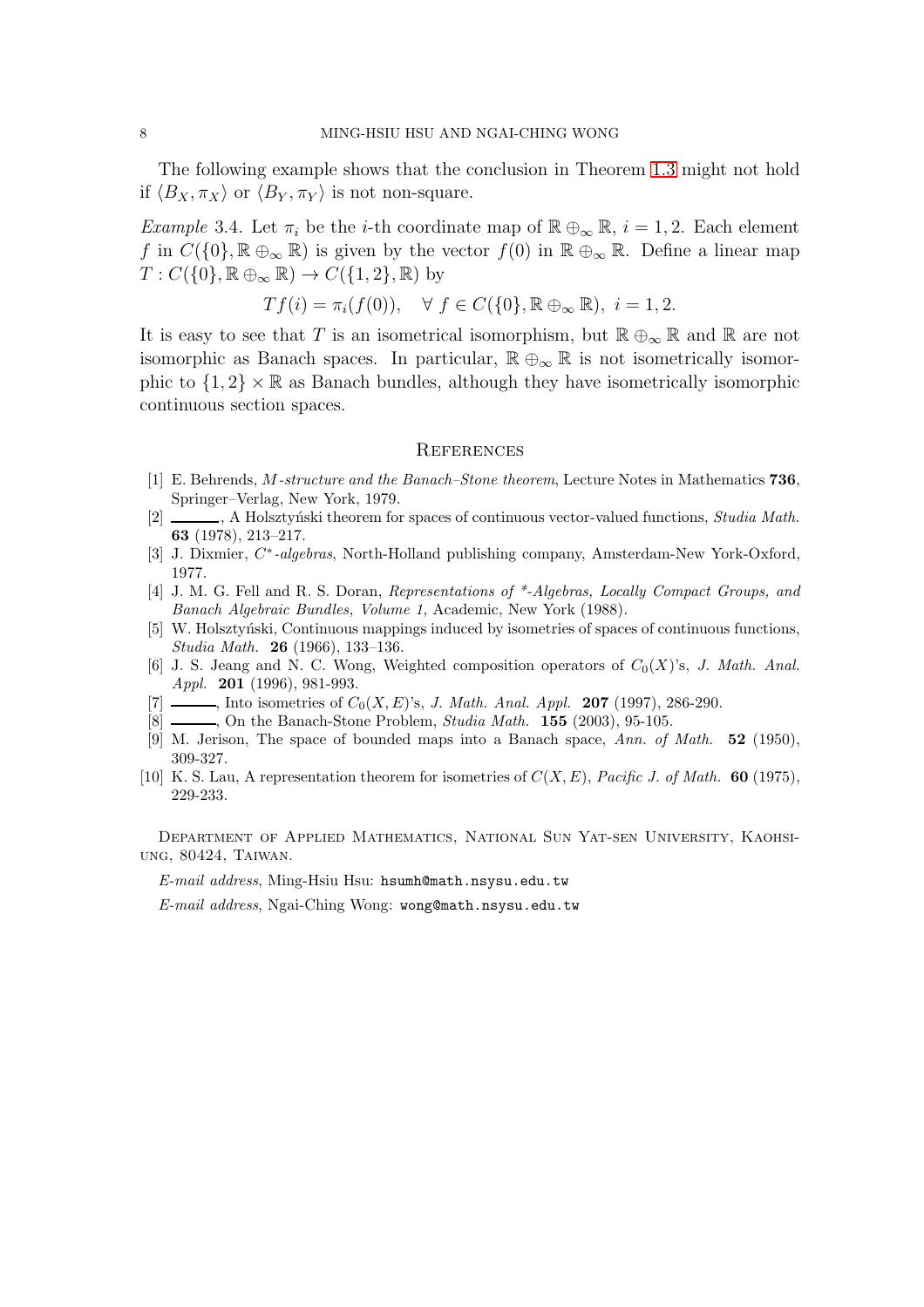The following example shows that the conclusion in Theorem 1.3 might not hold if $\langle B_X, \pi_X \rangle$ or $\langle B_Y, \pi_Y \rangle$ is not non-square.

*Example* 3.4. Let $\pi_i$ be the $i$-th coordinate map of $\mathbb{R} \oplus_\infty \mathbb{R}$, $i = 1, 2$. Each element $f$ in $C(\{0\}, \mathbb{R} \oplus_\infty \mathbb{R})$ is given by the vector $f(0)$ in $\mathbb{R} \oplus_\infty \mathbb{R}$. Define a linear map $T : C(\{0\}, \mathbb{R} \oplus_\infty \mathbb{R}) \to C(\{1, 2\}, \mathbb{R})$ by

$$Tf(i) = \pi_i(f(0)), \quad \forall\, f \in C(\{0\}, \mathbb{R} \oplus_\infty \mathbb{R}),\ i = 1, 2.$$

It is easy to see that $T$ is an isometrical isomorphism, but $\mathbb{R} \oplus_\infty \mathbb{R}$ and $\mathbb{R}$ are not isomorphic as Banach spaces. In particular, $\mathbb{R} \oplus_\infty \mathbb{R}$ is not isometrically isomorphic to $\{1, 2\} \times \mathbb{R}$ as Banach bundles, although they have isometrically isomorphic continuous section spaces.

## References

[1] E. Behrends, *M-structure and the Banach–Stone theorem*, Lecture Notes in Mathematics **736**, Springer–Verlag, New York, 1979.

[2] ———, A Holsztyński theorem for spaces of continuous vector-valued functions, *Studia Math.* **63** (1978), 213–217.

[3] J. Dixmier, *$C^*$-algebras*, North-Holland publishing company, Amsterdam-New York-Oxford, 1977.

[4] J. M. G. Fell and R. S. Doran, *Representations of \*-Algebras, Locally Compact Groups, and Banach Algebraic Bundles, Volume 1,* Academic, New York (1988).

[5] W. Holsztyński, Continuous mappings induced by isometries of spaces of continuous functions, *Studia Math.* **26** (1966), 133–136.

[6] J. S. Jeang and N. C. Wong, Weighted composition operators of $C_0(X)$'s, *J. Math. Anal. Appl.* **201** (1996), 981-993.

[7] ———, Into isometries of $C_0(X, E)$'s, *J. Math. Anal. Appl.* **207** (1997), 286-290.

[8] ———, On the Banach-Stone Problem, *Studia Math.* **155** (2003), 95-105.

[9] M. Jerison, The space of bounded maps into a Banach space, *Ann. of Math.* **52** (1950), 309-327.

[10] K. S. Lau, A representation theorem for isometries of $C(X, E)$, *Pacific J. of Math.* **60** (1975), 229-233.

Department of Applied Mathematics, National Sun Yat-sen University, Kaohsiung, 80424, Taiwan.

*E-mail address*, Ming-Hsiu Hsu: hsumh@math.nsysu.edu.tw

*E-mail address*, Ngai-Ching Wong: wong@math.nsysu.edu.tw